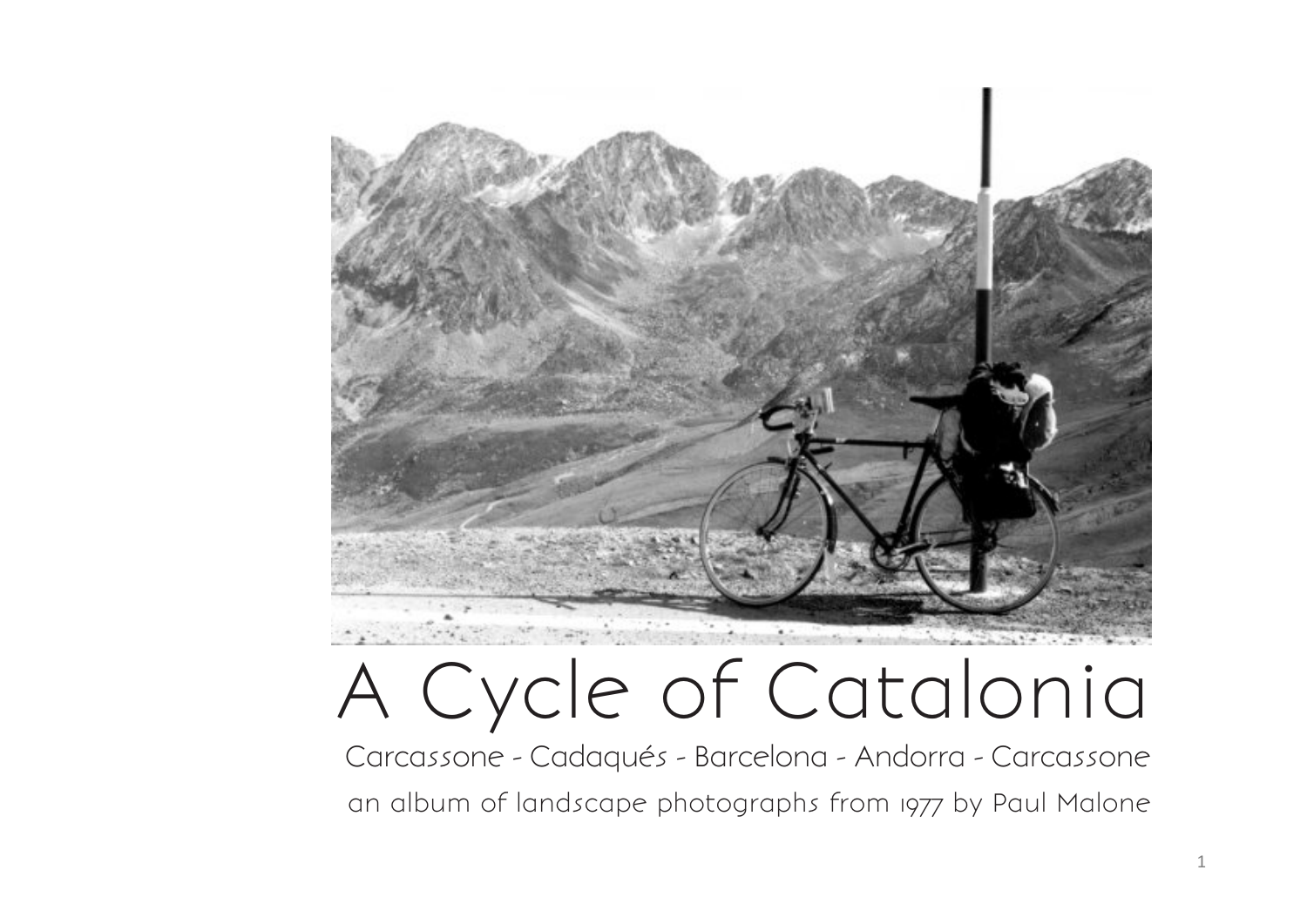# A Cycle of Catalonia

Carcassone - Cadaqués - Barcelona - Andorra - Carcassone

an album of landscape photographs from 1977 by Paul Malone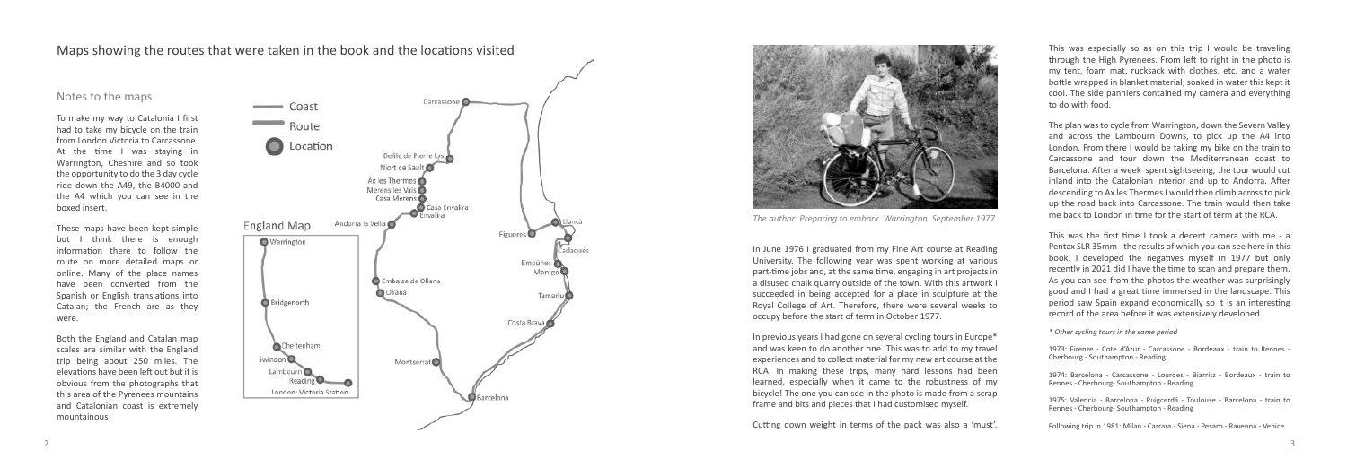## Maps showing the routes that were taken in the book and the locations visited

### Notes to the maps

To make my way to Catalonia I first had to take my bicycle on the train from London Victoria to Carcassone. At the time I was staying in Warrington, Cheshire and so took the opportunity to do the 3 day cycle ride down the A49, the B4000 and the A4 which you can see in the boxed insert.

These maps have been kept simple but I think there is enough information there to follow the route on more detailed maps or online. Many of the place names have been converted from the Spanish or English translations into Catalan; the French are as they were.

Both the England and Catalan map scales are similar with the England trip being about 250 miles. The elevations have been left out but it is obvious from the photographs that this area of the Pyrenees mountains and Catalonian coast is extremely mountainous!

Coast
Route
Location

England Map

Warrington
Bridgenorth
Cheltenham
Swindon
Lambourn
Reading
London: Victoria Station

Carcassone
Defile de Pierre Lys
Niort de Sault
Ax les Thermes
Merens les Vals
Casa Merens
Casa Envalira
Envalira
Andorra la Vella
Embalse de Oliana
Oliana
Montserrat
Barcelona
Figueres
Llancà
Cadaqués
Empúries
Montgo
Tamariu
Costa Brava

*The author: Preparing to embark. Warrington. September 1977*

In June 1976 I graduated from my Fine Art course at Reading University. The following year was spent working at various part-time jobs and, at the same time, engaging in art projects in a disused chalk quarry outside of the town. With this artwork I succeeded in being accepted for a place in sculpture at the Royal College of Art. Therefore, there were several weeks to occupy before the start of term in October 1977.

In previous years I had gone on several cycling tours in Europe* and was keen to do another one. This was to add to my travel experiences and to collect material for my new art course at the RCA. In making these trips, many hard lessons had been learned, especially when it came to the robustness of my bicycle! The one you can see in the photo is made from a scrap frame and bits and pieces that I had customised myself.

Cutting down weight in terms of the pack was also a 'must'. This was especially so as on this trip I would be traveling through the High Pyrenees. From left to right in the photo is my tent, foam mat, rucksack with clothes, etc. and a water bottle wrapped in blanket material; soaked in water this kept it cool. The side panniers contained my camera and everything to do with food.

The plan was to cycle from Warrington, down the Severn Valley and across the Lambourn Downs, to pick up the A4 into London. From there I would be taking my bike on the train to Carcassone and tour down the Mediterranean coast to Barcelona. After a week spent sightseeing, the tour would cut inland into the Catalonian interior and up to Andorra. After descending to Ax les Thermes I would then climb across to pick up the road back into Carcassone. The train would then take me back to London in time for the start of term at the RCA.

This was the first time I took a decent camera with me - a Pentax SLR 35mm - the results of which you can see here in this book. I developed the negatives myself in 1977 but only recently in 2021 did I have the time to scan and prepare them. As you can see from the photos the weather was surprisingly good and I had a great time immersed in the landscape. This period saw Spain expand economically so it is an interesting record of the area before it was extensively developed.

*\* Other cycling tours in the same period*

1973: Firenze - Cote d'Azur - Carcassone - Bordeaux - train to Rennes - Cherbourg - Southampton - Reading

1974: Barcelona - Carcassone - Lourdes - Biarritz - Bordeaux - train to Rennes - Cherbourg- Southampton - Reading

1975: Valencia - Barcelona - Puigcerdá - Toulouse - Barcelona - train to Rennes - Cherbourg- Southampton - Reading

Following trip in 1981: Milan - Carrara - Siena - Pesaro - Ravenna - Venice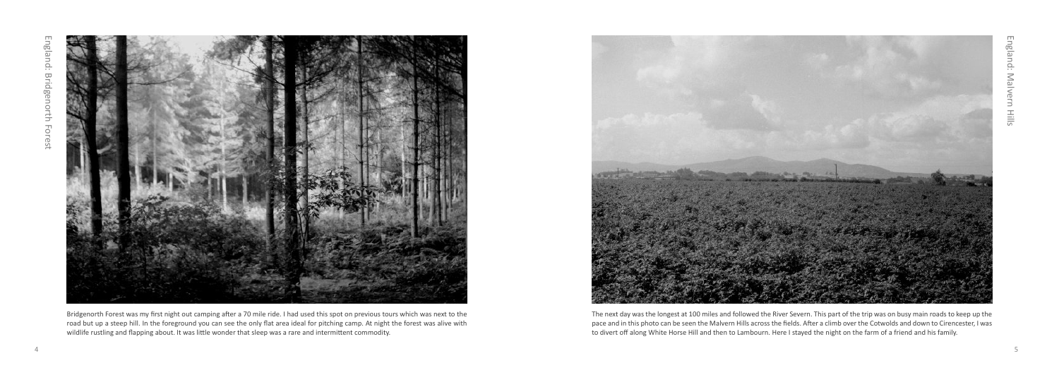England: Bridgenorth Forest

Bridgenorth Forest was my first night out camping after a 70 mile ride. I had used this spot on previous tours which was next to the road but up a steep hill. In the foreground you can see the only flat area ideal for pitching camp. At night the forest was alive with wildlife rustling and flapping about. It was little wonder that sleep was a rare and intermittent commodity.

England: Malvern Hills

The next day was the longest at 100 miles and followed the River Severn. This part of the trip was on busy main roads to keep up the pace and in this photo can be seen the Malvern Hills across the fields. After a climb over the Cotwolds and down to Cirencester, I was to divert off along White Horse Hill and then to Lambourn. Here I stayed the night on the farm of a friend and his family.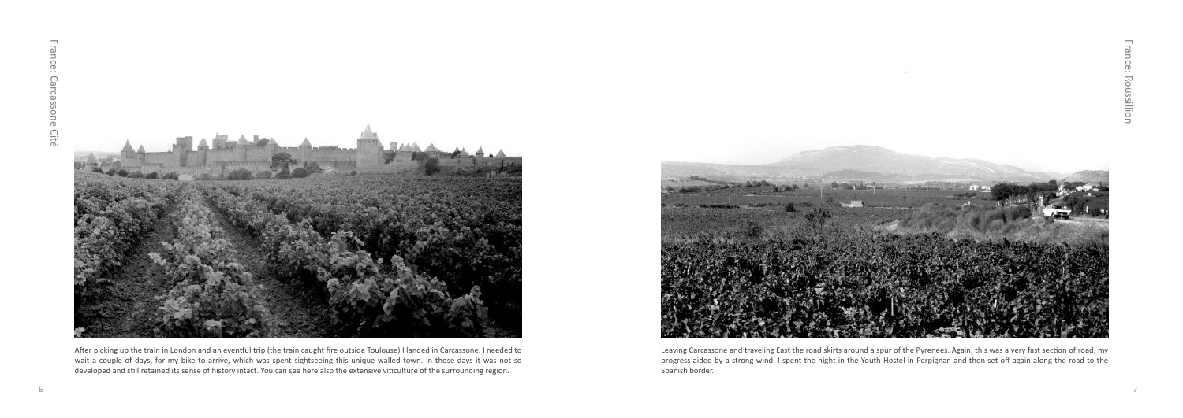France: Carcassone Cité

After picking up the train in London and an eventful trip (the train caught fire outside Toulouse) I landed in Carcassone. I needed to wait a couple of days, for my bike to arrive, which was spent sightseeing this unique walled town. In those days it was not so developed and still retained its sense of history intact. You can see here also the extensive viticulture of the surrounding region.

France: Roussillon

Leaving Carcassone and traveling East the road skirts around a spur of the Pyrenees. Again, this was a very fast section of road, my progress aided by a strong wind. I spent the night in the Youth Hostel in Perpignan and then set off again along the road to the Spanish border.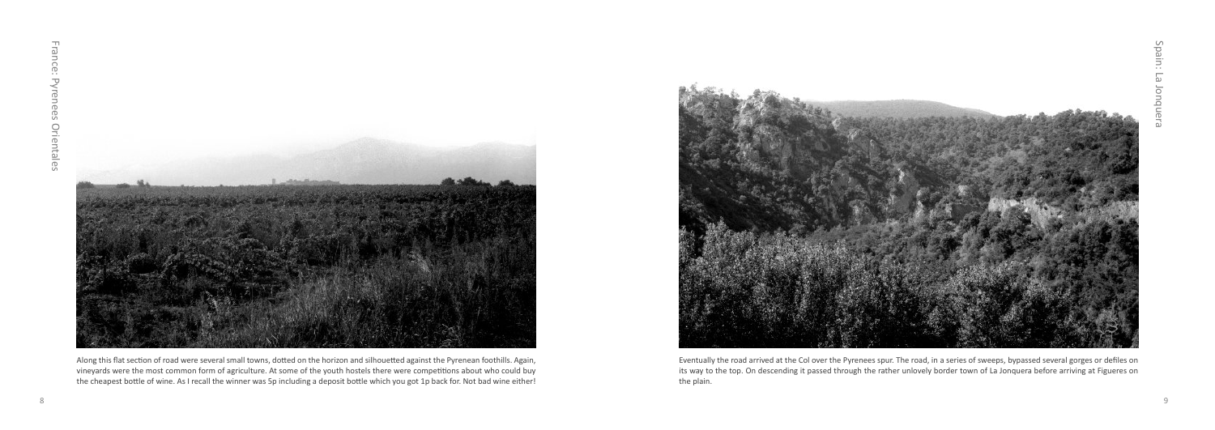France: Pyrenees Orientales

Along this flat section of road were several small towns, dotted on the horizon and silhouetted against the Pyrenean foothills. Again, vineyards were the most common form of agriculture. At some of the youth hostels there were competitions about who could buy the cheapest bottle of wine. As I recall the winner was 5p including a deposit bottle which you got 1p back for. Not bad wine either!

Spain: La Jonquera

Eventually the road arrived at the Col over the Pyrenees spur. The road, in a series of sweeps, bypassed several gorges or defiles on its way to the top. On descending it passed through the rather unlovely border town of La Jonquera before arriving at Figueres on the plain.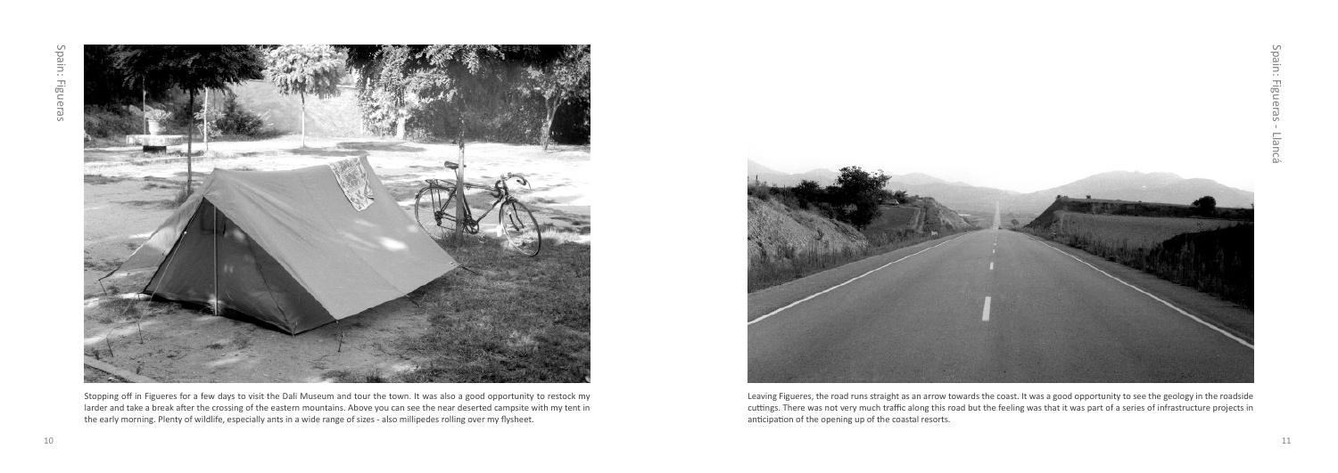Stopping off in Figueres for a few days to visit the Dali Museum and tour the town. It was also a good opportunity to restock my larder and take a break after the crossing of the eastern mountains. Above you can see the near deserted campsite with my tent in the early morning. Plenty of wildlife, especially ants in a wide range of sizes - also millipedes rolling over my flysheet.

Leaving Figueres, the road runs straight as an arrow towards the coast. It was a good opportunity to see the geology in the roadside cuttings. There was not very much traffic along this road but the feeling was that it was part of a series of infrastructure projects in anticipation of the opening up of the coastal resorts.